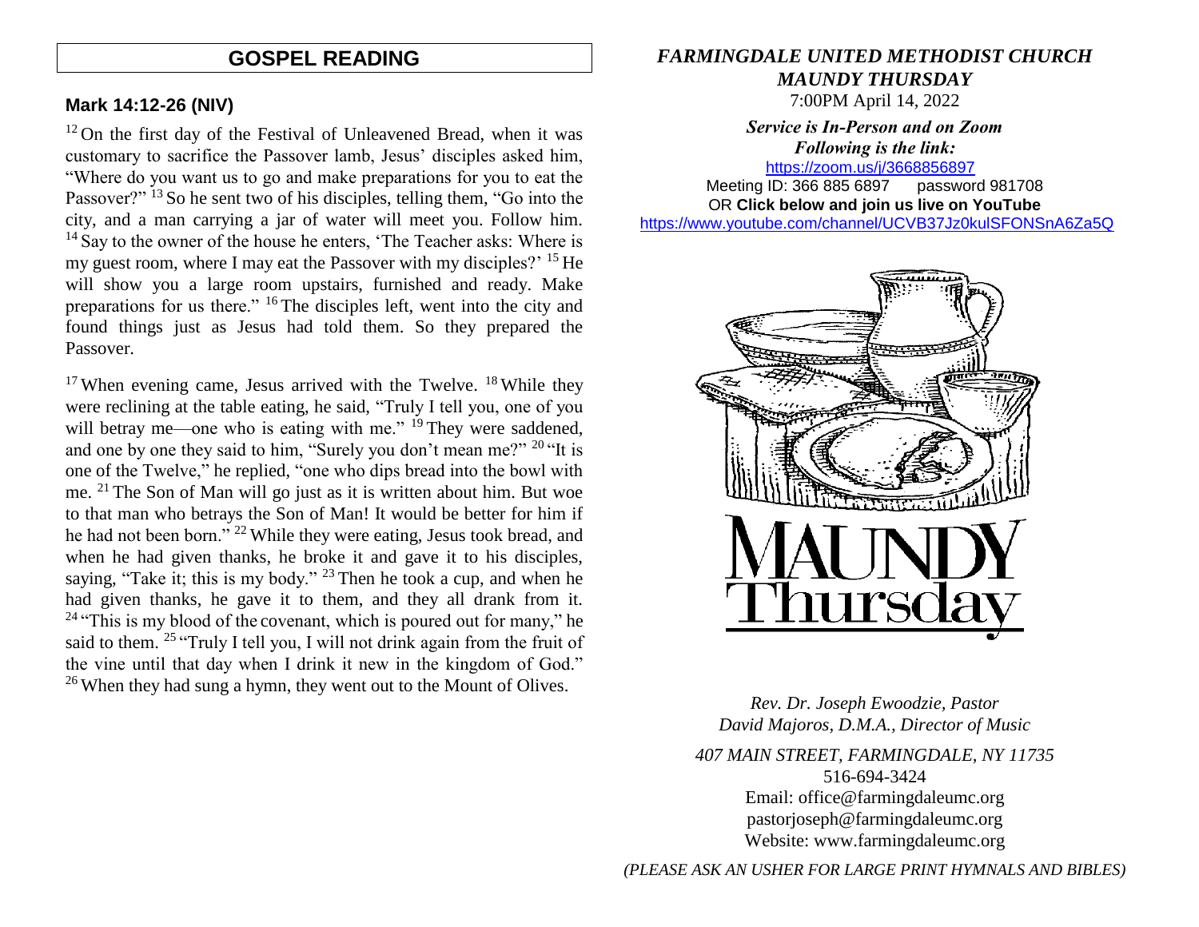## GOSPEL READING

### Mark 14:12-26 (NIV)

[12] On the first day of the Festival of Unleavened Bread, when it was customary to sacrifice the Passover lamb, Jesus' disciples asked him, "Where do you want us to go and make preparations for you to eat the Passover?" [13] So he sent two of his disciples, telling them, "Go into the city, and a man carrying a jar of water will meet you. Follow him. [14] Say to the owner of the house he enters, 'The Teacher asks: Where is my guest room, where I may eat the Passover with my disciples?' [15] He will show you a large room upstairs, furnished and ready. Make preparations for us there." [16] The disciples left, went into the city and found things just as Jesus had told them. So they prepared the Passover.

[17] When evening came, Jesus arrived with the Twelve. [18] While they were reclining at the table eating, he said, "Truly I tell you, one of you will betray me—one who is eating with me." [19] They were saddened, and one by one they said to him, "Surely you don't mean me?" [20] "It is one of the Twelve," he replied, "one who dips bread into the bowl with me. [21] The Son of Man will go just as it is written about him. But woe to that man who betrays the Son of Man! It would be better for him if he had not been born." [22] While they were eating, Jesus took bread, and when he had given thanks, he broke it and gave it to his disciples, saying, "Take it; this is my body." [23] Then he took a cup, and when he had given thanks, he gave it to them, and they all drank from it. [24] "This is my blood of the covenant, which is poured out for many," he said to them. [25] "Truly I tell you, I will not drink again from the fruit of the vine until that day when I drink it new in the kingdom of God." [26] When they had sung a hymn, they went out to the Mount of Olives.

***FARMINGDALE UNITED METHODIST CHURCH***
***MAUNDY THURSDAY***
7:00PM April 14, 2022

***Service is In-Person and on Zoom***
***Following is the link:***
https://zoom.us/j/3668856897
Meeting ID: 366 885 6897 password 981708
OR **Click below and join us live on YouTube**
https://www.youtube.com/channel/UCVB37Jz0kulSFONSnA6Za5Q

MAUNDY Thursday

*Rev. Dr. Joseph Ewoodzie, Pastor*
*David Majoros, D.M.A., Director of Music*

*407 MAIN STREET, FARMINGDALE, NY 11735*
516-694-3424
Email: office@farmingdaleumc.org
pastorjoseph@farmingdaleumc.org
Website: www.farmingdaleumc.org

*(PLEASE ASK AN USHER FOR LARGE PRINT HYMNALS AND BIBLES)*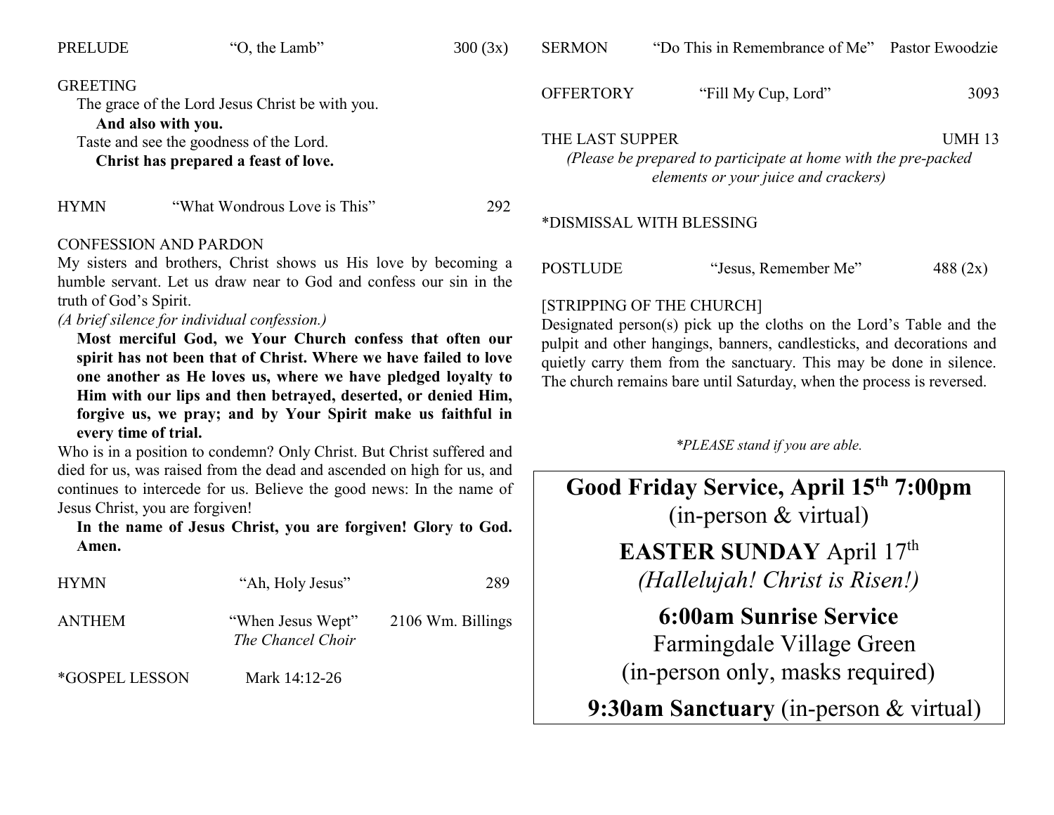PRELUDE "O, the Lamb" 300 (3x)

GREETING

The grace of the Lord Jesus Christ be with you.

**And also with you.**

Taste and see the goodness of the Lord.

**Christ has prepared a feast of love.**

HYMN "What Wondrous Love is This" 292

CONFESSION AND PARDON

My sisters and brothers, Christ shows us His love by becoming a humble servant. Let us draw near to God and confess our sin in the truth of God's Spirit.

*(A brief silence for individual confession.)*

**Most merciful God, we Your Church confess that often our spirit has not been that of Christ. Where we have failed to love one another as He loves us, where we have pledged loyalty to Him with our lips and then betrayed, deserted, or denied Him, forgive us, we pray; and by Your Spirit make us faithful in every time of trial.**

Who is in a position to condemn? Only Christ. But Christ suffered and died for us, was raised from the dead and ascended on high for us, and continues to intercede for us. Believe the good news: In the name of Jesus Christ, you are forgiven!

**In the name of Jesus Christ, you are forgiven! Glory to God. Amen.**

HYMN "Ah, Holy Jesus" 289

ANTHEM "When Jesus Wept" 2106 Wm. Billings
*The Chancel Choir*

*GOSPEL LESSON Mark 14:12-26

SERMON "Do This in Remembrance of Me" Pastor Ewoodzie

OFFERTORY "Fill My Cup, Lord" 3093

THE LAST SUPPER UMH 13

*(Please be prepared to participate at home with the pre-packed elements or your juice and crackers)*

*DISMISSAL WITH BLESSING

POSTLUDE "Jesus, Remember Me" 488 (2x)

[STRIPPING OF THE CHURCH]

Designated person(s) pick up the cloths on the Lord's Table and the pulpit and other hangings, banners, candlesticks, and decorations and quietly carry them from the sanctuary. This may be done in silence. The church remains bare until Saturday, when the process is reversed.

**\*PLEASE stand if you are able.** 

*\*PLEASE stand if you are able.*

**Good Friday Service, April 15th 7:00pm**
(in-person & virtual)

**EASTER SUNDAY** April 17th
*(Hallelujah! Christ is Risen!)*

**6:00am Sunrise Service**
Farmingdale Village Green
(in-person only, masks required)

**9:30am Sanctuary** (in-person & virtual)